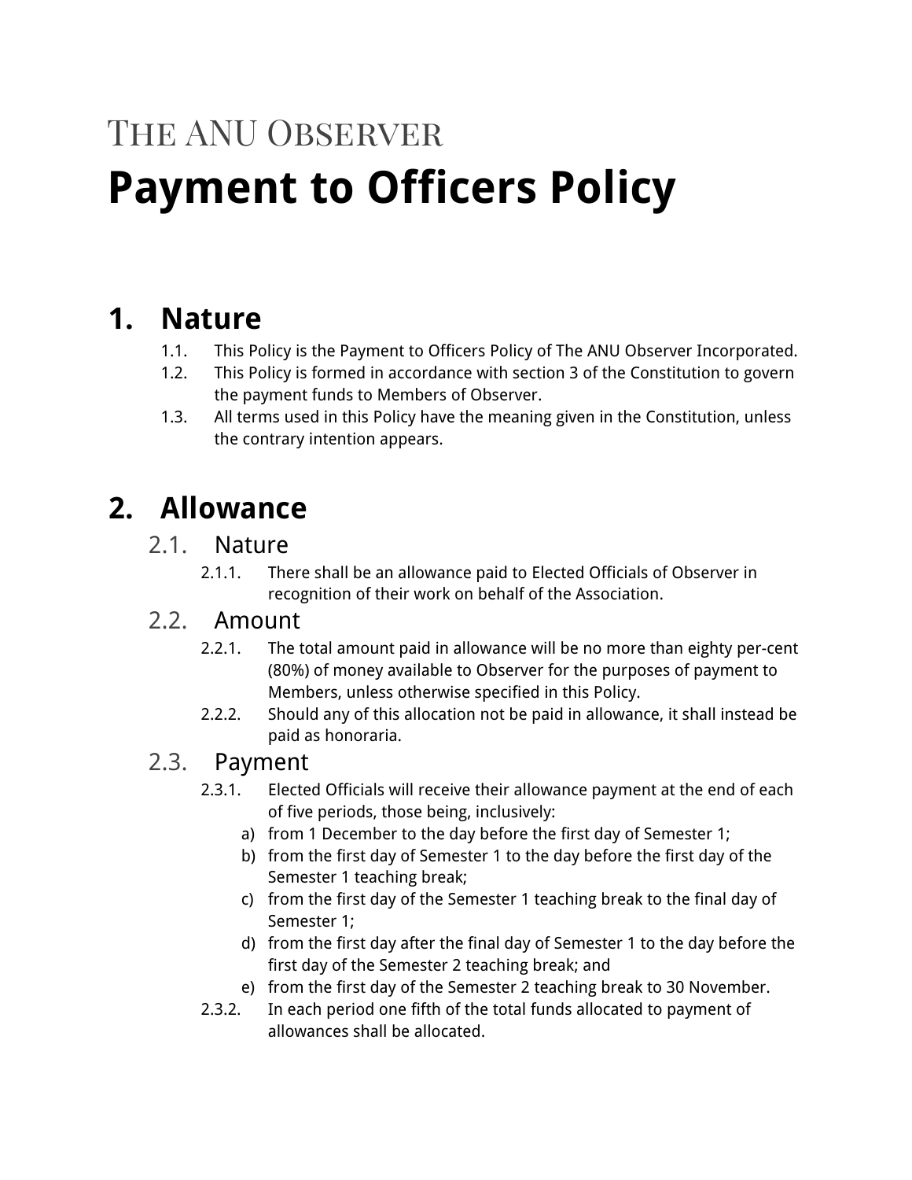The ANU Observer

# Payment to Officers Policy

## 1. Nature

1.1. This Policy is the Payment to Officers Policy of The ANU Observer Incorporated.

1.2. This Policy is formed in accordance with section 3 of the Constitution to govern the payment funds to Members of Observer.

1.3. All terms used in this Policy have the meaning given in the Constitution, unless the contrary intention appears.

## 2. Allowance

### 2.1. Nature

2.1.1. There shall be an allowance paid to Elected Officials of Observer in recognition of their work on behalf of the Association.

### 2.2. Amount

2.2.1. The total amount paid in allowance will be no more than eighty per-cent (80%) of money available to Observer for the purposes of payment to Members, unless otherwise specified in this Policy.

2.2.2. Should any of this allocation not be paid in allowance, it shall instead be paid as honoraria.

### 2.3. Payment

2.3.1. Elected Officials will receive their allowance payment at the end of each of five periods, those being, inclusively:

a) from 1 December to the day before the first day of Semester 1;
b) from the first day of Semester 1 to the day before the first day of the Semester 1 teaching break;
c) from the first day of the Semester 1 teaching break to the final day of Semester 1;
d) from the first day after the final day of Semester 1 to the day before the first day of the Semester 2 teaching break; and
e) from the first day of the Semester 2 teaching break to 30 November.

2.3.2. In each period one fifth of the total funds allocated to payment of allowances shall be allocated.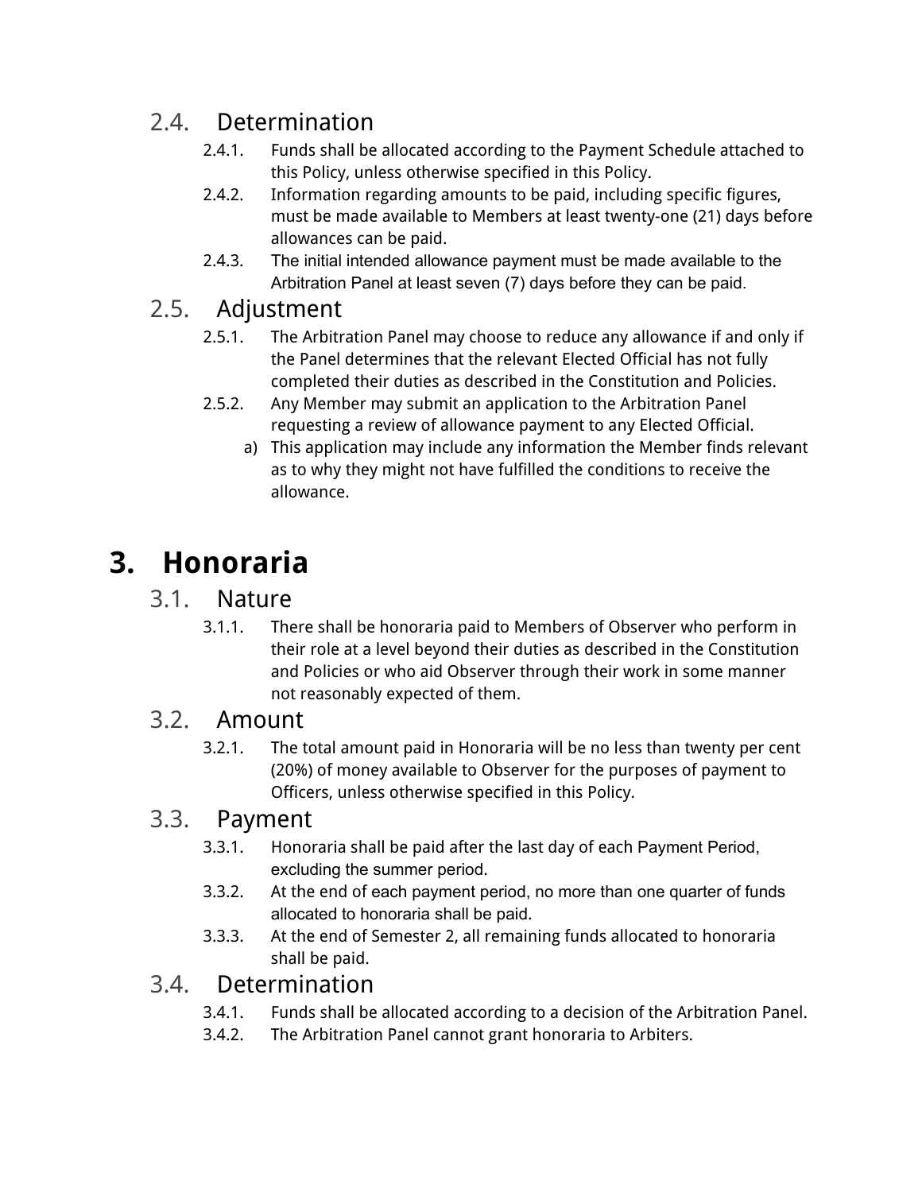### 2.4. Determination

2.4.1. Funds shall be allocated according to the Payment Schedule attached to this Policy, unless otherwise specified in this Policy.

2.4.2. Information regarding amounts to be paid, including specific figures, must be made available to Members at least twenty-one (21) days before allowances can be paid.

2.4.3. The initial intended allowance payment must be made available to the Arbitration Panel at least seven (7) days before they can be paid.

### 2.5. Adjustment

2.5.1. The Arbitration Panel may choose to reduce any allowance if and only if the Panel determines that the relevant Elected Official has not fully completed their duties as described in the Constitution and Policies.

2.5.2. Any Member may submit an application to the Arbitration Panel requesting a review of allowance payment to any Elected Official.

a) This application may include any information the Member finds relevant as to why they might not have fulfilled the conditions to receive the allowance.

## 3. Honoraria

### 3.1. Nature

3.1.1. There shall be honoraria paid to Members of Observer who perform in their role at a level beyond their duties as described in the Constitution and Policies or who aid Observer through their work in some manner not reasonably expected of them.

### 3.2. Amount

3.2.1. The total amount paid in Honoraria will be no less than twenty per cent (20%) of money available to Observer for the purposes of payment to Officers, unless otherwise specified in this Policy.

### 3.3. Payment

3.3.1. Honoraria shall be paid after the last day of each Payment Period, excluding the summer period.

3.3.2. At the end of each payment period, no more than one quarter of funds allocated to honoraria shall be paid.

3.3.3. At the end of Semester 2, all remaining funds allocated to honoraria shall be paid.

### 3.4. Determination

3.4.1. Funds shall be allocated according to a decision of the Arbitration Panel.

3.4.2. The Arbitration Panel cannot grant honoraria to Arbiters.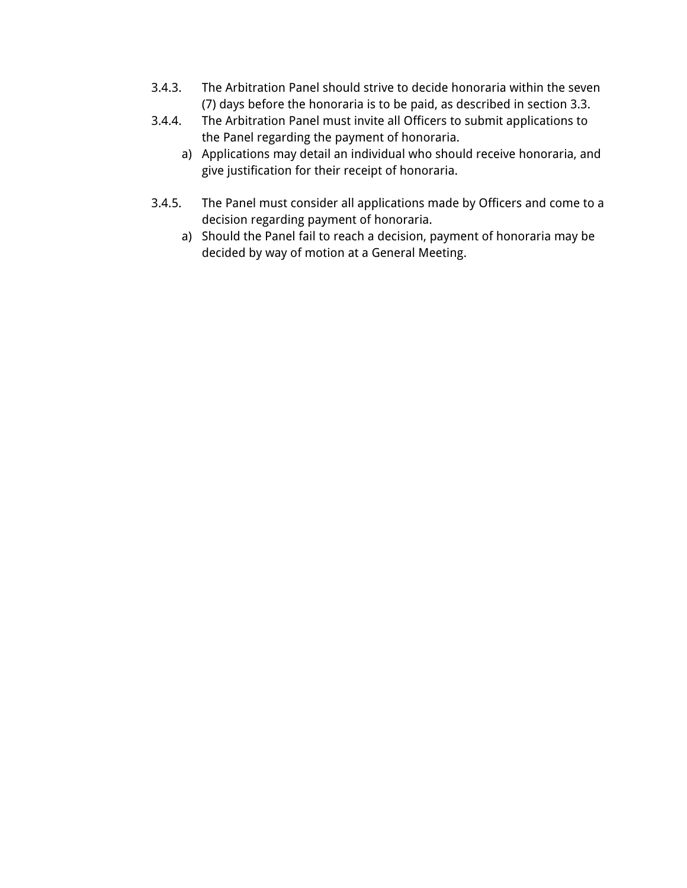3.4.3. The Arbitration Panel should strive to decide honoraria within the seven (7) days before the honoraria is to be paid, as described in section 3.3.

3.4.4. The Arbitration Panel must invite all Officers to submit applications to the Panel regarding the payment of honoraria.

   a) Applications may detail an individual who should receive honoraria, and give justification for their receipt of honoraria.

3.4.5. The Panel must consider all applications made by Officers and come to a decision regarding payment of honoraria.

   a) Should the Panel fail to reach a decision, payment of honoraria may be decided by way of motion at a General Meeting.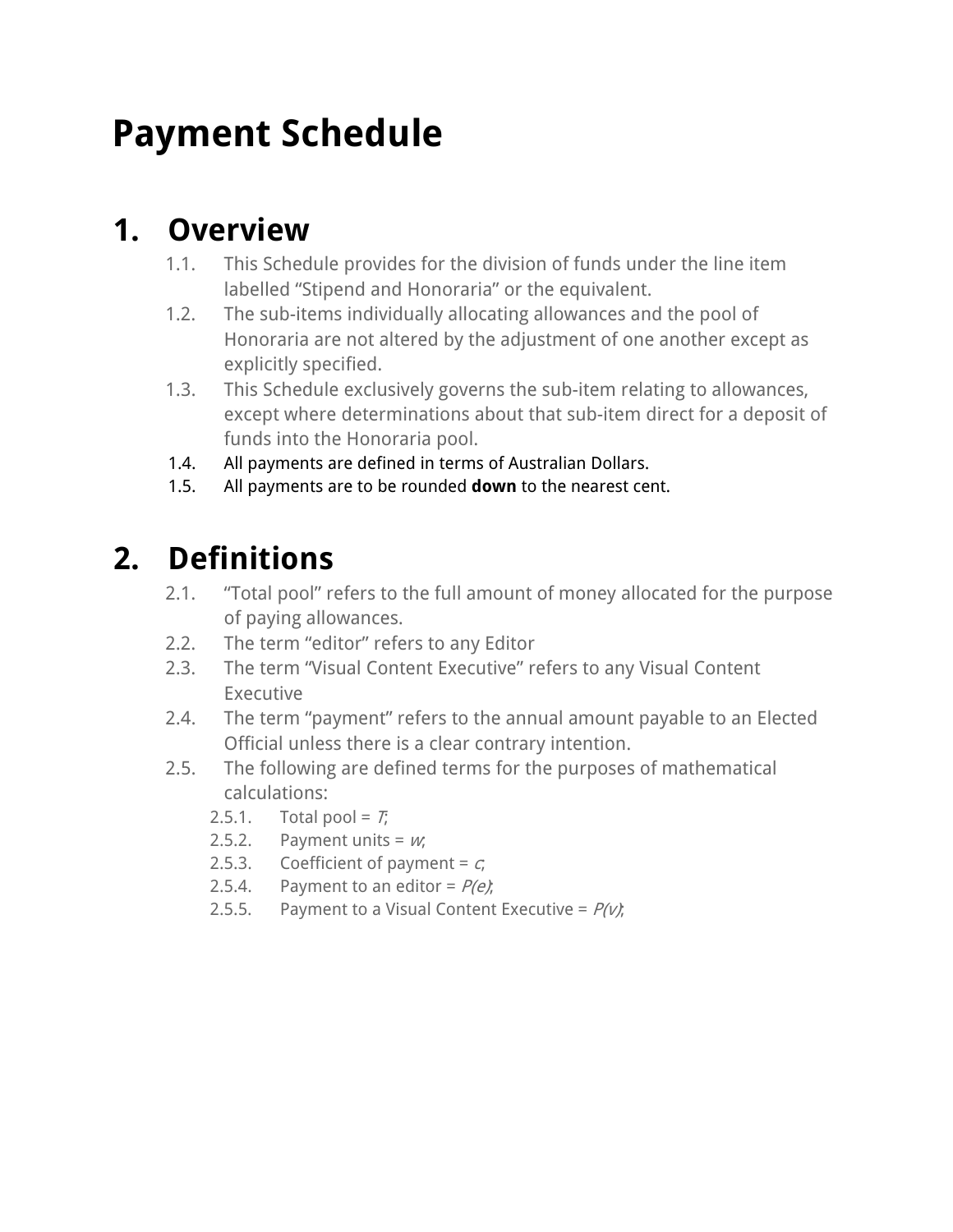# Payment Schedule

## 1. Overview

1.1. This Schedule provides for the division of funds under the line item labelled “Stipend and Honoraria” or the equivalent.

1.2. The sub-items individually allocating allowances and the pool of Honoraria are not altered by the adjustment of one another except as explicitly specified.

1.3. This Schedule exclusively governs the sub-item relating to allowances, except where determinations about that sub-item direct for a deposit of funds into the Honoraria pool.

1.4. All payments are defined in terms of Australian Dollars.

1.5. All payments are to be rounded **down** to the nearest cent.

## 2. Definitions

2.1. “Total pool” refers to the full amount of money allocated for the purpose of paying allowances.

2.2. The term “editor” refers to any Editor

2.3. The term “Visual Content Executive” refers to any Visual Content Executive

2.4. The term “payment” refers to the annual amount payable to an Elected Official unless there is a clear contrary intention.

2.5. The following are defined terms for the purposes of mathematical calculations:

2.5.1. Total pool = $T$;

2.5.2. Payment units = $w$;

2.5.3. Coefficient of payment = $c$;

2.5.4. Payment to an editor = $P(e)$;

2.5.5. Payment to a Visual Content Executive = $P(v)$;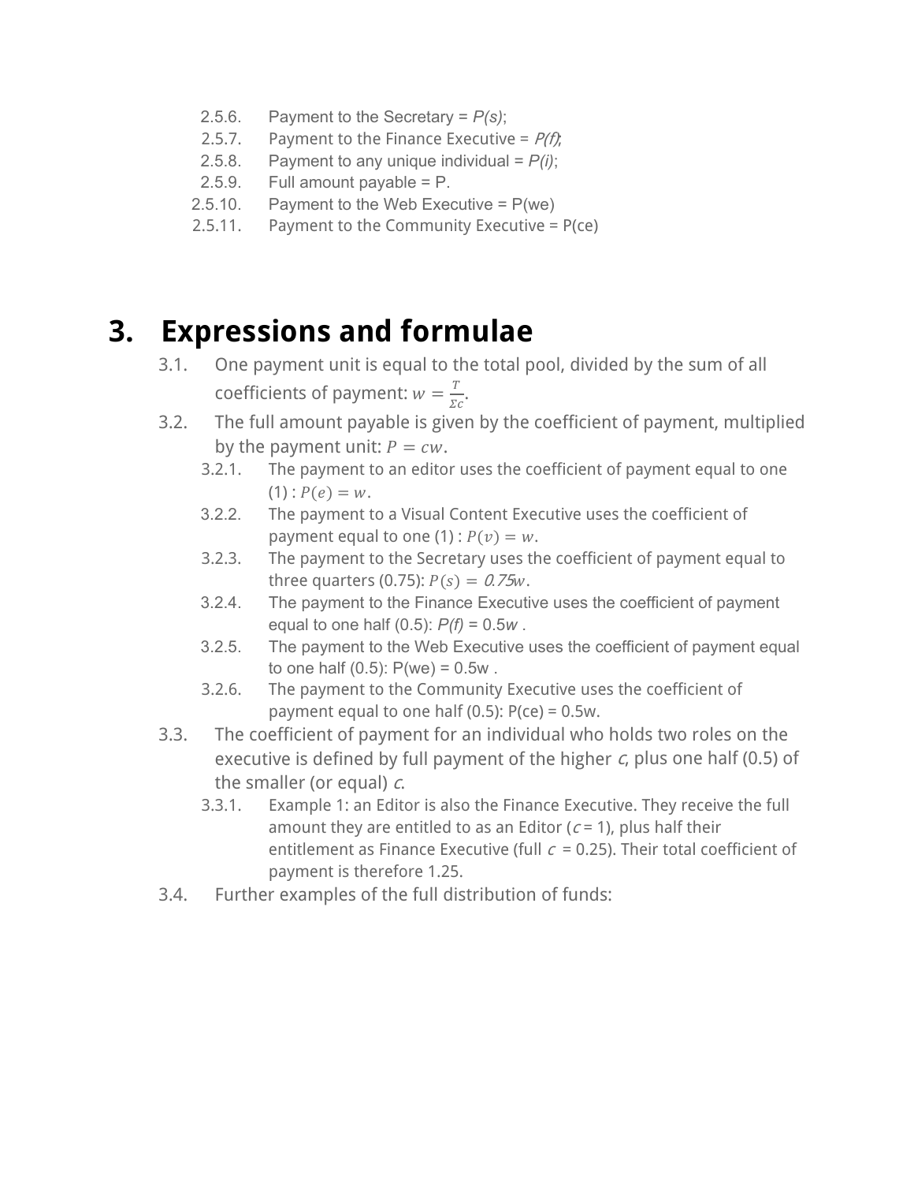2.5.6. Payment to the Secretary = $P(s)$;

2.5.7. Payment to the Finance Executive = $P(f)$;

2.5.8. Payment to any unique individual = $P(i)$;

2.5.9. Full amount payable = P.

2.5.10. Payment to the Web Executive = P(we)

2.5.11. Payment to the Community Executive = P(ce)

# 3. Expressions and formulae

3.1. One payment unit is equal to the total pool, divided by the sum of all coefficients of payment: $w = \frac{T}{\Sigma c}$.

3.2. The full amount payable is given by the coefficient of payment, multiplied by the payment unit: $P = cw$.

3.2.1. The payment to an editor uses the coefficient of payment equal to one (1) : $P(e) = w$.

3.2.2. The payment to a Visual Content Executive uses the coefficient of payment equal to one (1) : $P(v) = w$.

3.2.3. The payment to the Secretary uses the coefficient of payment equal to three quarters (0.75): $P(s) = 0.75w$.

3.2.4. The payment to the Finance Executive uses the coefficient of payment equal to one half (0.5): $P(f) = 0.5w$ .

3.2.5. The payment to the Web Executive uses the coefficient of payment equal to one half (0.5): P(we) = 0.5w .

3.2.6. The payment to the Community Executive uses the coefficient of payment equal to one half (0.5): P(ce) = 0.5w.

3.3. The coefficient of payment for an individual who holds two roles on the executive is defined by full payment of the higher $c$, plus one half (0.5) of the smaller (or equal) $c$.

3.3.1. Example 1: an Editor is also the Finance Executive. They receive the full amount they are entitled to as an Editor ($c = 1$), plus half their entitlement as Finance Executive (full $c = 0.25$). Their total coefficient of payment is therefore 1.25.

3.4. Further examples of the full distribution of funds: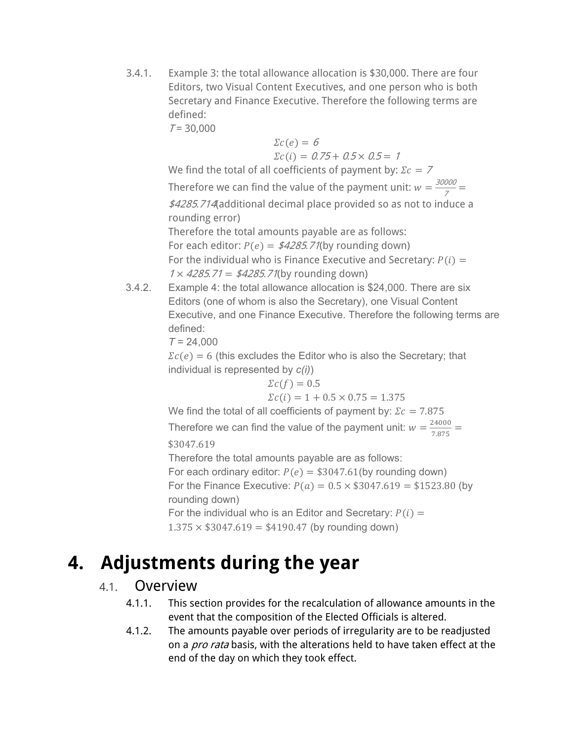3.4.1. Example 3: the total allowance allocation is $30,000. There are four Editors, two Visual Content Executives, and one person who is both Secretary and Finance Executive. Therefore the following terms are defined:

$T = 30,000$

$$\Sigma c(e) = 6$$

$$\Sigma c(i) = 0.75 + 0.5 \times 0.5 = 1$$

We find the total of all coefficients of payment by: $\Sigma c = 7$

Therefore we can find the value of the payment unit: $w = \frac{30000}{7} = \$4285.714$ (additional decimal place provided so as not to induce a rounding error)

Therefore the total amounts payable are as follows:

For each editor: $P(e) = \$4285.71$ (by rounding down)

For the individual who is Finance Executive and Secretary: $P(i) = 1 \times 4285.71 = \$4285.71$ (by rounding down)

3.4.2. Example 4: the total allowance allocation is $24,000. There are six Editors (one of whom is also the Secretary), one Visual Content Executive, and one Finance Executive. Therefore the following terms are defined:

$T = 24,000$

$\Sigma c(e) = 6$ (this excludes the Editor who is also the Secretary; that individual is represented by *c(i)*)

$$\Sigma c(f) = 0.5$$

$$\Sigma c(i) = 1 + 0.5 \times 0.75 = 1.375$$

We find the total of all coefficients of payment by: $\Sigma c = 7.875$

Therefore we can find the value of the payment unit: $w = \frac{24000}{7.875} = \$3047.619$

Therefore the total amounts payable are as follows:

For each ordinary editor: $P(e) = \$3047.61$ (by rounding down)

For the Finance Executive: $P(a) = 0.5 \times \$3047.619 = \$1523.80$ (by rounding down)

For the individual who is an Editor and Secretary: $P(i) = 1.375 \times \$3047.619 = \$4190.47$ (by rounding down)

# 4. Adjustments during the year

## 4.1. Overview

4.1.1. This section provides for the recalculation of allowance amounts in the event that the composition of the Elected Officials is altered.

4.1.2. The amounts payable over periods of irregularity are to be readjusted on a *pro rata* basis, with the alterations held to have taken effect at the end of the day on which they took effect.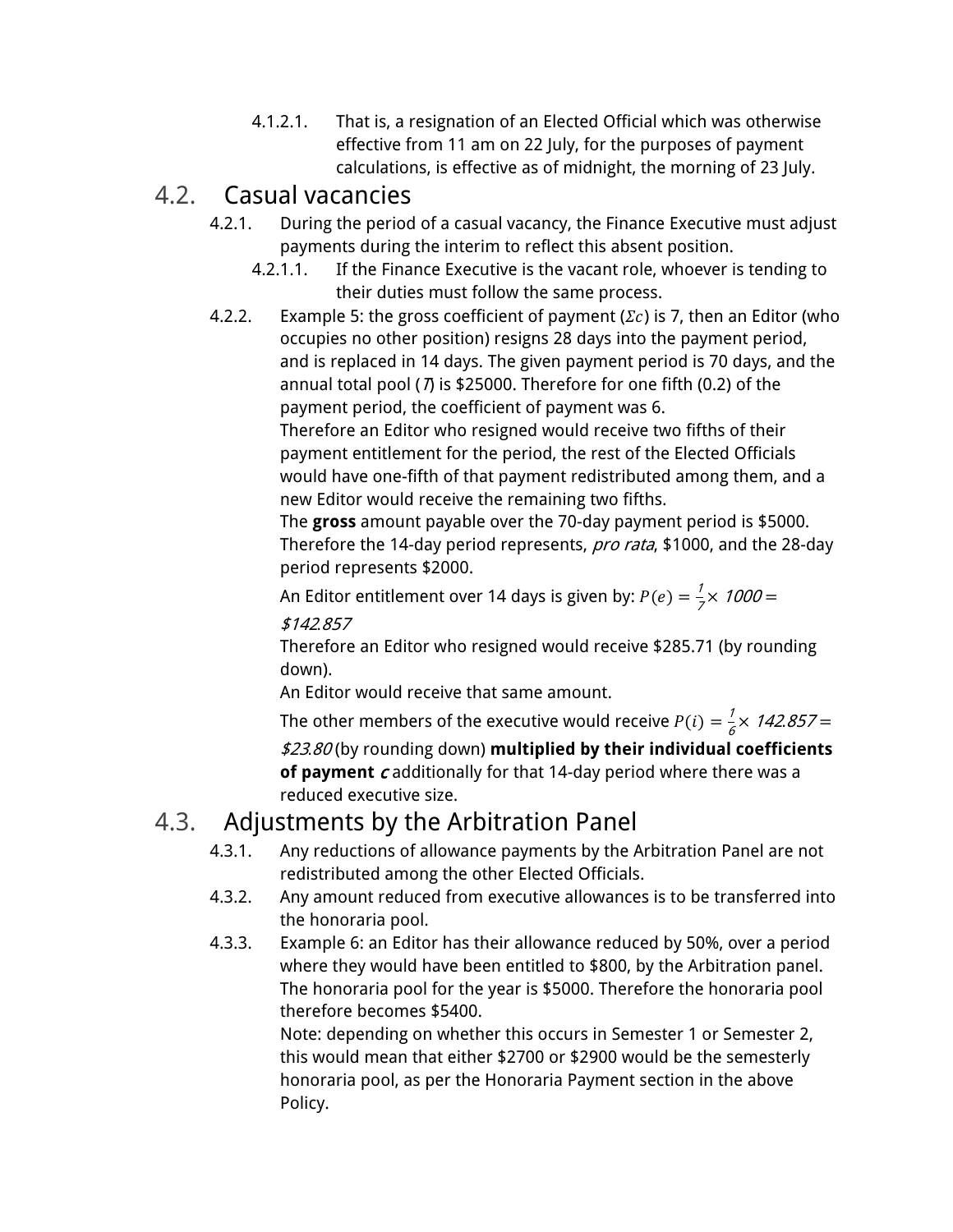4.1.2.1. That is, a resignation of an Elected Official which was otherwise effective from 11 am on 22 July, for the purposes of payment calculations, is effective as of midnight, the morning of 23 July.

## 4.2. Casual vacancies

4.2.1. During the period of a casual vacancy, the Finance Executive must adjust payments during the interim to reflect this absent position.

4.2.1.1. If the Finance Executive is the vacant role, whoever is tending to their duties must follow the same process.

4.2.2. Example 5: the gross coefficient of payment ($\Sigma c$) is 7, then an Editor (who occupies no other position) resigns 28 days into the payment period, and is replaced in 14 days. The given payment period is 70 days, and the annual total pool (*T*) is $25000. Therefore for one fifth (0.2) of the payment period, the coefficient of payment was 6.

Therefore an Editor who resigned would receive two fifths of their payment entitlement for the period, the rest of the Elected Officials would have one-fifth of that payment redistributed among them, and a new Editor would receive the remaining two fifths.

The **gross** amount payable over the 70-day payment period is $5000. Therefore the 14-day period represents, *pro rata*, $1000, and the 28-day period represents $2000.

An Editor entitlement over 14 days is given by: $P(e) = \frac{1}{7} \times 1000 = \$142.857$

Therefore an Editor who resigned would receive $285.71 (by rounding down).

An Editor would receive that same amount.

The other members of the executive would receive $P(i) = \frac{1}{6} \times 142.857 = \$23.80$ (by rounding down) **multiplied by their individual coefficients of payment *c*** additionally for that 14-day period where there was a reduced executive size.

## 4.3. Adjustments by the Arbitration Panel

4.3.1. Any reductions of allowance payments by the Arbitration Panel are not redistributed among the other Elected Officials.

4.3.2. Any amount reduced from executive allowances is to be transferred into the honoraria pool.

4.3.3. Example 6: an Editor has their allowance reduced by 50%, over a period where they would have been entitled to $800, by the Arbitration panel. The honoraria pool for the year is $5000. Therefore the honoraria pool therefore becomes $5400.

Note: depending on whether this occurs in Semester 1 or Semester 2, this would mean that either $2700 or $2900 would be the semesterly honoraria pool, as per the Honoraria Payment section in the above Policy.